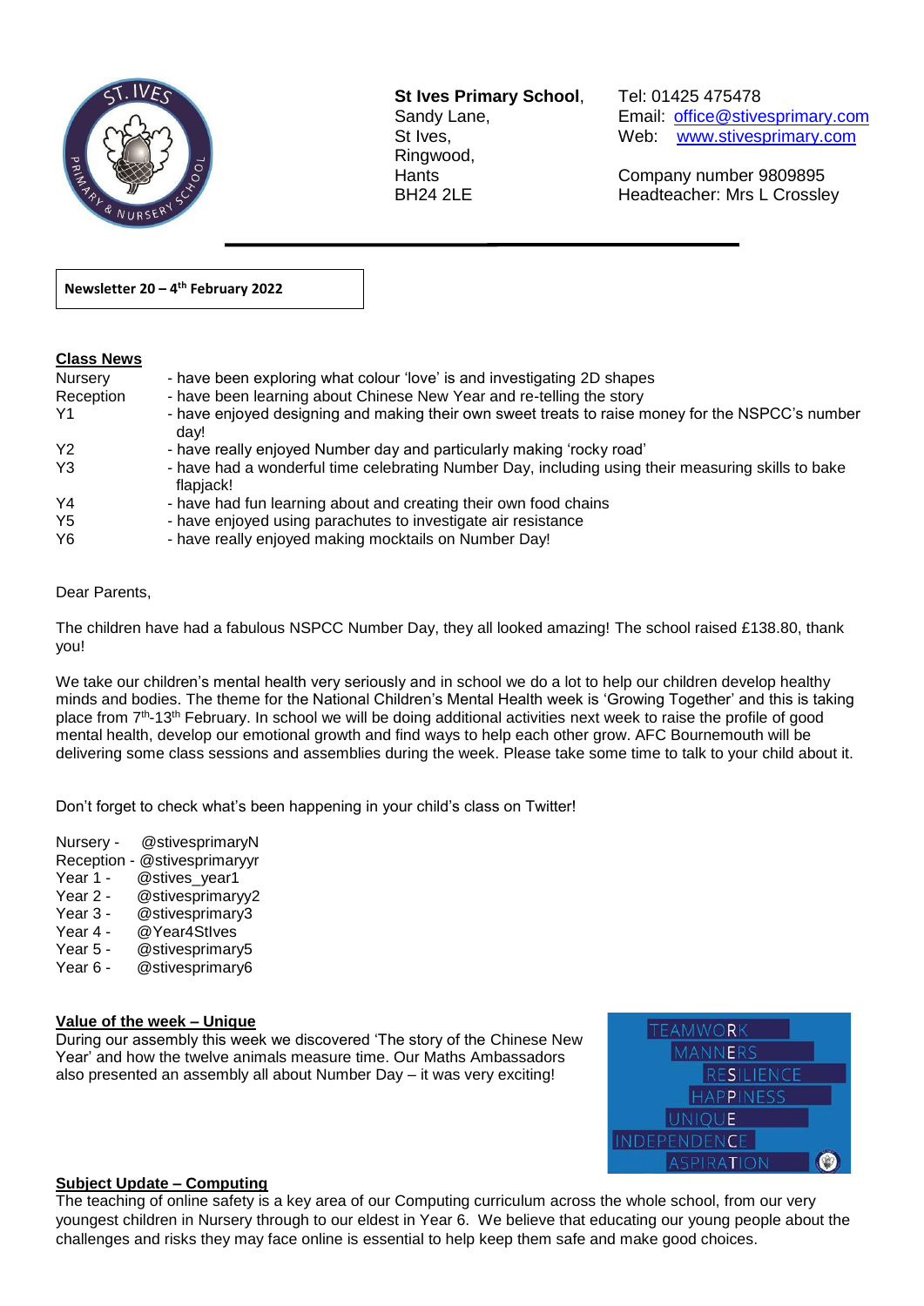**St Ives Primary School**,
Sandy Lane,
St Ives,
Ringwood,
Hants
BH24 2LE

Tel: 01425 475478
Email: office@stivesprimary.com
Web: www.stivesprimary.com

Company number 9809895
Headteacher: Mrs L Crossley

**Newsletter 20 – 4th February 2022**

**Class News**

| | |
|---|---|
| Nursery | - have been exploring what colour 'love' is and investigating 2D shapes |
| Reception | - have been learning about Chinese New Year and re-telling the story |
| Y1 | - have enjoyed designing and making their own sweet treats to raise money for the NSPCC's number day! |
| Y2 | - have really enjoyed Number day and particularly making 'rocky road' |
| Y3 | - have had a wonderful time celebrating Number Day, including using their measuring skills to bake flapjack! |
| Y4 | - have had fun learning about and creating their own food chains |
| Y5 | - have enjoyed using parachutes to investigate air resistance |
| Y6 | - have really enjoyed making mocktails on Number Day! |

Dear Parents,

The children have had a fabulous NSPCC Number Day, they all looked amazing! The school raised £138.80, thank you!

We take our children's mental health very seriously and in school we do a lot to help our children develop healthy minds and bodies. The theme for the National Children's Mental Health week is 'Growing Together' and this is taking place from 7th-13th February. In school we will be doing additional activities next week to raise the profile of good mental health, develop our emotional growth and find ways to help each other grow. AFC Bournemouth will be delivering some class sessions and assemblies during the week. Please take some time to talk to your child about it.

Don't forget to check what's been happening in your child's class on Twitter!

Nursery - @stivesprimaryN
Reception - @stivesprimaryyr
Year 1 - @stives_year1
Year 2 - @stivesprimaryy2
Year 3 - @stivesprimary3
Year 4 - @Year4StIves
Year 5 - @stivesprimary5
Year 6 - @stivesprimary6

**Value of the week – Unique**

During our assembly this week we discovered 'The story of the Chinese New Year' and how the twelve animals measure time. Our Maths Ambassadors also presented an assembly all about Number Day – it was very exciting!

TEAMWORK
MANNERS
RESILIENCE
HAPPINESS
UNIQUE
INDEPENDENCE
ASPIRATION

**Subject Update – Computing**

The teaching of online safety is a key area of our Computing curriculum across the whole school, from our very youngest children in Nursery through to our eldest in Year 6. We believe that educating our young people about the challenges and risks they may face online is essential to help keep them safe and make good choices.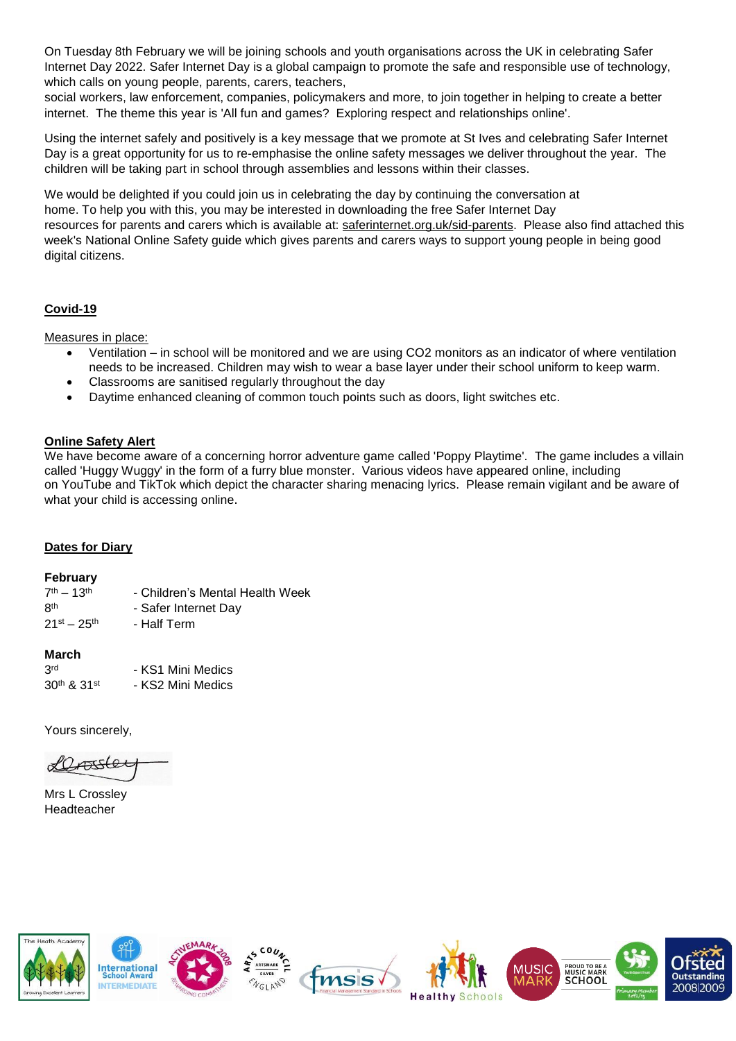On Tuesday 8th February we will be joining schools and youth organisations across the UK in celebrating Safer Internet Day 2022. Safer Internet Day is a global campaign to promote the safe and responsible use of technology, which calls on young people, parents, carers, teachers, social workers, law enforcement, companies, policymakers and more, to join together in helping to create a better internet. The theme this year is 'All fun and games? Exploring respect and relationships online'.

Using the internet safely and positively is a key message that we promote at St Ives and celebrating Safer Internet Day is a great opportunity for us to re-emphasise the online safety messages we deliver throughout the year. The children will be taking part in school through assemblies and lessons within their classes.

We would be delighted if you could join us in celebrating the day by continuing the conversation at home. To help you with this, you may be interested in downloading the free Safer Internet Day resources for parents and carers which is available at: saferinternet.org.uk/sid-parents. Please also find attached this week's National Online Safety guide which gives parents and carers ways to support young people in being good digital citizens.

**Covid-19**

Measures in place:

- Ventilation – in school will be monitored and we are using CO2 monitors as an indicator of where ventilation needs to be increased. Children may wish to wear a base layer under their school uniform to keep warm.
- Classrooms are sanitised regularly throughout the day
- Daytime enhanced cleaning of common touch points such as doors, light switches etc.

**Online Safety Alert**

We have become aware of a concerning horror adventure game called 'Poppy Playtime'. The game includes a villain called 'Huggy Wuggy' in the form of a furry blue monster. Various videos have appeared online, including on YouTube and TikTok which depict the character sharing menacing lyrics. Please remain vigilant and be aware of what your child is accessing online.

**Dates for Diary**

**February**

| | |
|---|---|
| 7th – 13th | - Children's Mental Health Week |
| 8th | - Safer Internet Day |
| 21st – 25th | - Half Term |

**March**

| | |
|---|---|
| 3rd | - KS1 Mini Medics |
| 30th & 31st | - KS2 Mini Medics |

Yours sincerely,

Mrs L Crossley
Headteacher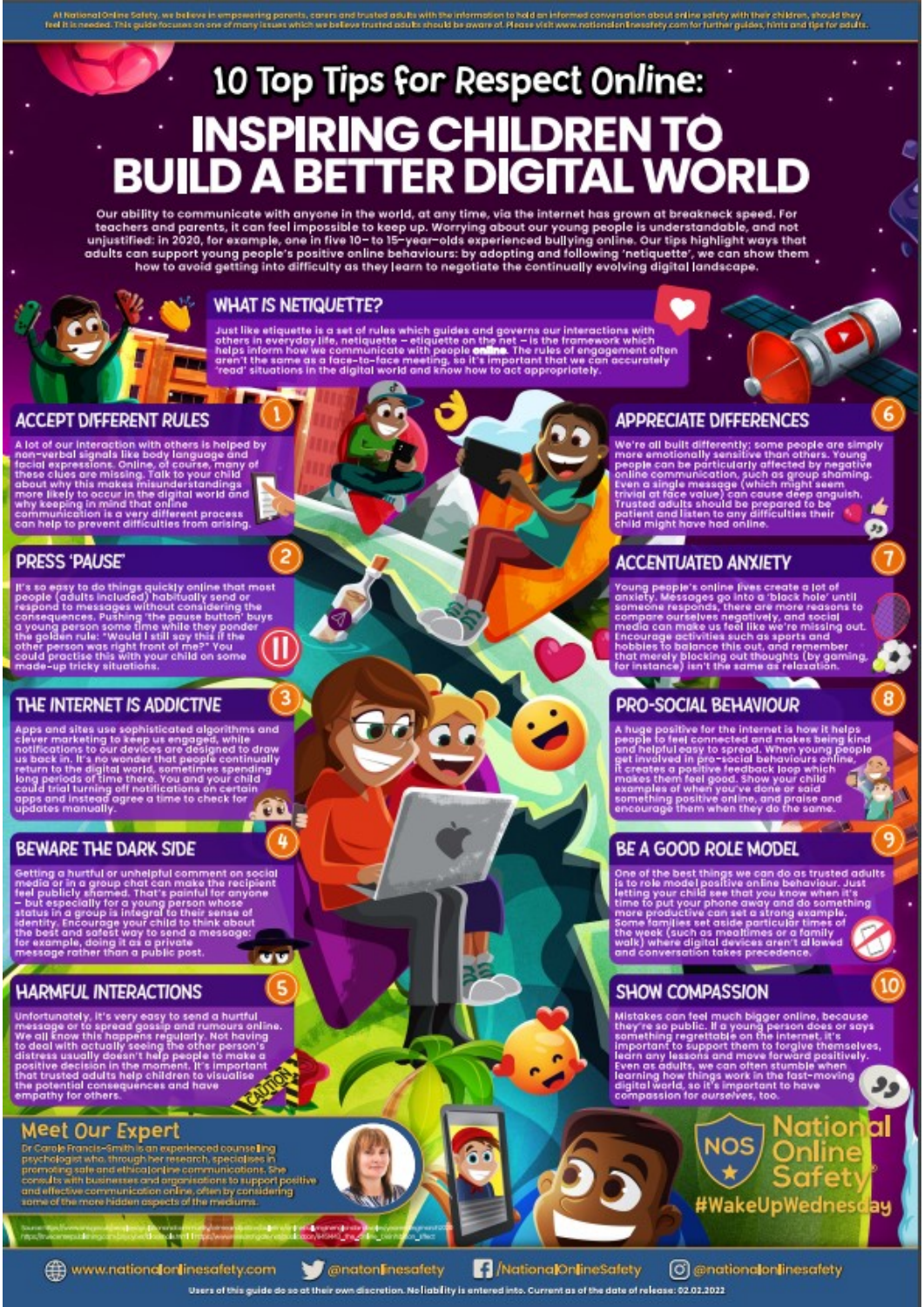At National Online Safety, we believe in empowering parents, carers and trusted adults with the information to hold an informed conversation about online safety with their children, should they feel it is needed. This guide focuses on one of many issues which we believe trusted adults should be aware of. Please visit www.nationalonlinesafety.com for further guides, hints and tips for adults.

# 10 Top Tips for Respect Online:

# INSPIRING CHILDREN TO BUILD A BETTER DIGITAL WORLD

Our ability to communicate with anyone in the world, at any time, via the internet has grown at breakneck speed. For teachers and parents, it can feel impossible to keep up. Worrying about our young people is understandable, and not unjustified: in 2020, for example, one in five 10- to 15-year-olds experienced bullying online. Our tips highlight ways that adults can support young people's positive online behaviours: by adopting and following 'netiquette', we can show them how to avoid getting into difficulty as they learn to negotiate the continually evolving digital landscape.

## WHAT IS NETIQUETTE?

Just like etiquette is a set of rules which guides and governs our interactions with others in everyday life, netiquette – etiquette on the net – is the framework which helps inform how we communicate with people **online**. The rules of engagement often aren't the same as a face-to-face meeting, so it's important that we can accurately 'read' situations in the digital world and know how to act appropriately.

## 1 ACCEPT DIFFERENT RULES

A lot of our interaction with others is helped by non-verbal signals like body language and facial expressions. Online, of course, many of these clues are missing. Talk to your child about why this makes misunderstandings more likely to occur in the digital world and why keeping in mind that online communication is a very different process can help to prevent difficulties from arising.

## 2 PRESS 'PAUSE'

It's so easy to do things quickly online that most people (adults included) habitually send or respond to messages without considering the consequences. Pushing 'the pause button' buys a young person some time while they ponder the golden rule: "Would I still say this if the other person was right front of me?" You could practise this with your child on some made-up tricky situations.

## 3 THE INTERNET IS ADDICTIVE

Apps and sites use sophisticated algorithms and clever marketing to keep us engaged, while notifications to our devices are designed to draw us back in. It's no wonder that people continually return to the digital world, sometimes spending long periods of time there. You and your child could trial turning off notifications on certain apps and instead agree a time to check for updates manually.

## 4 BEWARE THE DARK SIDE

Getting a hurtful or unhelpful comment on social media or in a group chat can make the recipient feel publicly shamed. That's painful for anyone – but especially for a young person whose status in a group is integral to their sense of identity. Encourage your child to think about the best and safest way to send a message: for example, doing it as a private message rather than a public post.

## 5 HARMFUL INTERACTIONS

Unfortunately, it's very easy to send a hurtful message or to spread gossip and rumours online. We all know this happens regularly. Not having to deal with actually seeing the other person's distress usually doesn't help people to make a positive decision in the moment. It's important that trusted adults help children to visualise the potential consequences and have empathy for others.

## 6 APPRECIATE DIFFERENCES

We're all built differently: some people are simply more emotionally sensitive than others. Young people can be particularly affected by negative online communication, such as group shaming. Even a single message (which might seem trivial at face value) can cause deep anguish. Trusted adults should be prepared to be patient and listen to any difficulties their child might have had online.

## 7 ACCENTUATED ANXIETY

Young people's online lives create a lot of anxiety. Messages go into a 'black hole' until someone responds, there are more reasons to compare ourselves negatively, and social media can make us feel like we're missing out. Encourage activities such as sports and hobbies to balance this out, and remember that merely blocking out thoughts (by gaming, for instance) isn't the same as relaxation.

## 8 PRO-SOCIAL BEHAVIOUR

A huge positive for the internet is how it helps people to feel connected and makes being kind and helpful easy to spread. When young people get involved in pro-social behaviours online, it creates a positive feedback loop which makes them feel good. Show your child examples of when you've done or said something positive online, and praise and encourage them when they do the same.

## 9 BE A GOOD ROLE MODEL

One of the best things we can do as trusted adults is to role model positive online behaviour. Just letting your child see that you know when it's time to put your phone away and do something more productive can set a strong example. Some families set aside particular times of the week (such as mealtimes or a family walk) where digital devices aren't allowed and conversation takes precedence.

## 10 SHOW COMPASSION

Mistakes can feel much bigger online, because they're so public. If a young person does or says something regrettable on the internet, it's important to support them to forgive themselves, learn any lessons and move forward positively. Even as adults, we can often stumble when learning how things work in the fast-moving digital world, so it's important to have compassion for ourselves, too.

## Meet Our Expert

Dr Carole Francis-Smith is an experienced counselling psychologist who, through her research, specialises in promoting safe and ethical online communication. She consults with businesses and organisations to support positive and effective communication online, often by considering some of the more hidden aspects of the mediums.

National Online Safety

#WakeUpWednesday

www.nationalonlinesafety.com | @natonlinesafety | /NationalOnlineSafety | @nationalonlinesafety

Users of this guide do so at their own discretion. No liability is entered into. Current as of the date of release: 02.02.2022